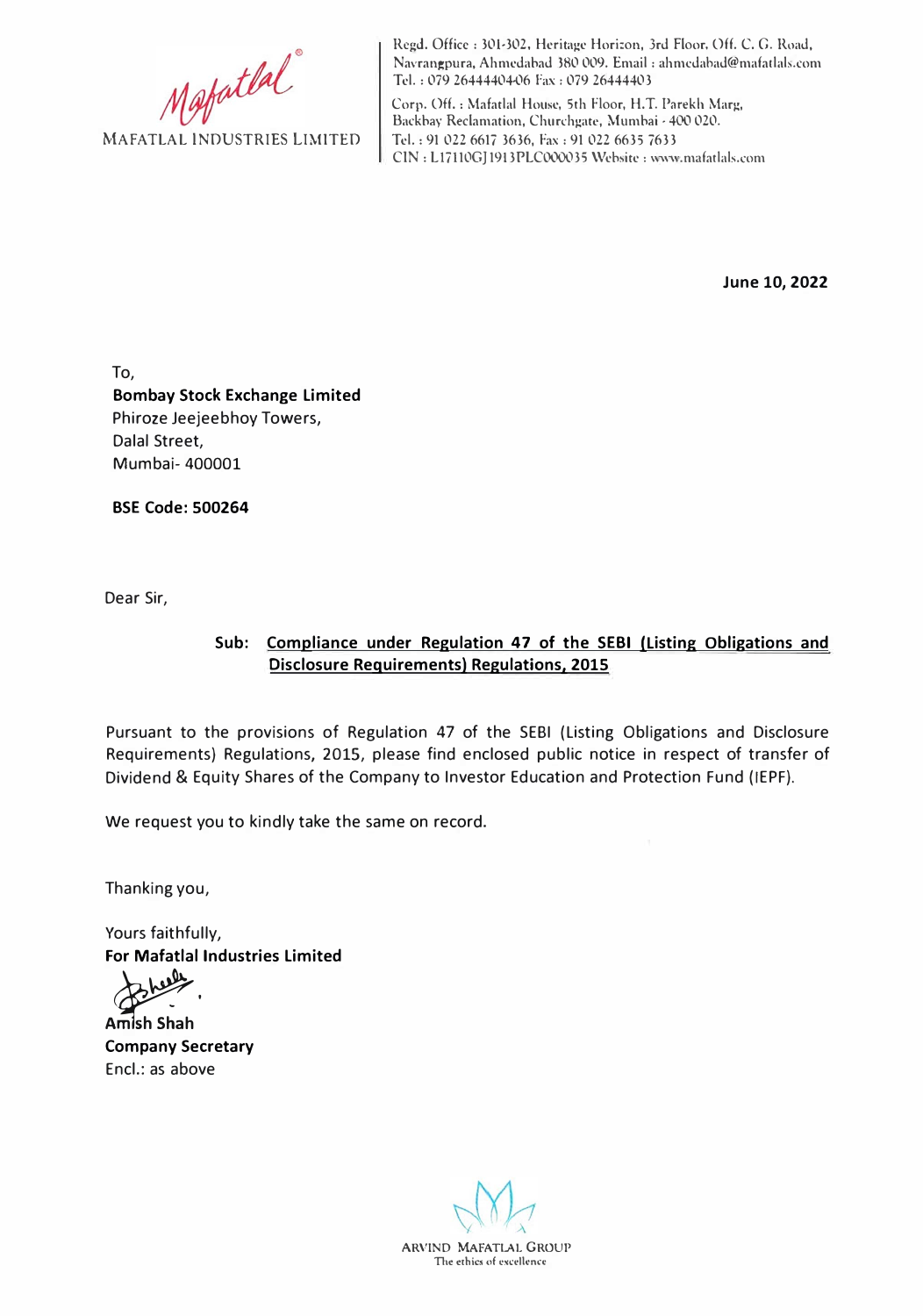Mafatlal

MAFATLAL INDUSTRIES LIMITED

Regd. Office : 301-302, Heritage Horizon, 3rd Floor, Off. C. G. Road, Navrangpura, Ahmedabad 380 009. Email : ahmedabad@mafatlals.com
Tel. : 079 26444404-06 Fax : 079 26444403

Corp. Off. : Mafatlal House, 5th Floor, H.T. Parekh Marg, Backbay Reclamation, Churchgate, Mumbai - 400 020.
Tel. : 91 022 6617 3636, Fax : 91 022 6635 7633
CIN : L17110GJ1913PLC000035 Website : www.mafatlals.com

**June 10, 2022**

To,
**Bombay Stock Exchange Limited**
Phiroze Jeejeebhoy Towers,
Dalal Street,
Mumbai- 400001

**BSE Code: 500264**

Dear Sir,

**Sub: Compliance under Regulation 47 of the SEBI (Listing Obligations and Disclosure Requirements) Regulations, 2015**

Pursuant to the provisions of Regulation 47 of the SEBI (Listing Obligations and Disclosure Requirements) Regulations, 2015, please find enclosed public notice in respect of transfer of Dividend & Equity Shares of the Company to Investor Education and Protection Fund (IEPF).

We request you to kindly take the same on record.

Thanking you,

Yours faithfully,
**For Mafatlal Industries Limited**

**Amish Shah**
**Company Secretary**
Encl.: as above

ARVIND MAFATLAL GROUP
The ethics of excellence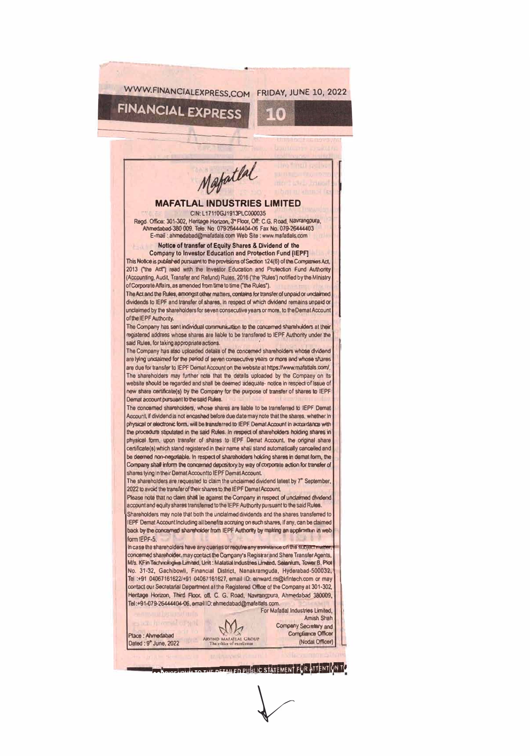Mafatlal

# MAFATLAL INDUSTRIES LIMITED

CIN: L17110GJ1913PLC000035

Regd. Office: 301-302, Heritage Horizon, 3rd Floor, Off: C.G. Road, Navrangpura, Ahmedabad-380 009. Tele. No. 079-26444404-06 Fax No. 079-26444403

E-mail : ahmedabad@mafatlals.com Web Site : www.mafatlals.com

## Notice of transfer of Equity Shares & Dividend of the Company to Investor Education and Protection Fund (IEPF)

This Notice is published pursuant to the provisions of Section 124(6) of the Companies Act, 2013 ("the Act") read with the Investor Education and Protection Fund Authority (Accounting, Audit, Transfer and Refund) Rules, 2016 ('the 'Rules') notified by the Ministry of Corporate Affairs, as amended from time to time ("the Rules").

The Act and the Rules, amongst other matters, contains for transfer of unpaid or unclaimed dividends to IEPF and transfer of shares, in respect of which dividend remains unpaid or unclaimed by the shareholders for seven consecutive years or more, to the Demat Account of the IEPF Authority.

The Company has sent individual communication to the concerned shareholders at their registered address whose shares are liable to be transfered to IEPF Authority under the said Rules, for taking appropriate actions.

The Company has also uploaded details of the concerned shareholders whose dividend are lying unclaimed for the period of seven consecutive years or more and whose shares are due for transfer to IEPF Demat Account on the website at https://www.mafatlals.com/. The shareholders may further note that the details uploaded by the Company on its website should be regarded and shall be deemed adequate notice in respect of issue of new share certificate(s) by the Company for the purpose of transfer of shares to IEPF Demat account pursuant to the said Rules.

The concerned shareholders, whose shares are liable to be transferred to IEPF Demat Account, if dividend is not encashed before due date may note that the shares, whether in physical or electronic form, will be transferred to IEPF Demat Account in accordance with the procedure stipulated in the said Rules. In respect of shareholders holding shares in physical form, upon transfer of shares to IEPF Demat Account, the original share certificate(s) which stand registered in their name shall stand automatically cancelled and be deemed non-negotiable. In respect of shareholders holding shares in demat form, the Company shall inform the concerned depository by way of corporate action for transfer of shares lying in their Demat Account to IEPF Demat Account.

The shareholders are requested to claim the unclaimed dividend latest by 7th September, 2022 to avoid the transfer of their shares to the IEPF Demat Account.

Please note that no claim shall lie against the Company in respect of unclaimed dividend account and equity shares transferred to the IEPF Authority pursuant to the said Rules.

Shareholders may note that both the unclaimed dividends and the shares transferred to IEPF Demat Account including all benefits accruing on such shares, if any, can be claimed back by the concerned shareholder from IEPF Authority by making an application in web form IEPF-5.

In case the shareholders have any queries or require any assistance on the subject matter, concerned shareholder, may contact the Company's Registrar and Share Transfer Agents, M/s. KFin Technologies Limited, Unit : Mafatlal Industries Limited, Selenium, Tower B, Plot No. 31-32, Gachibowli, Financial District, Nanakramguda, Hyderabad-500032, Tel :+91 04067161622/+91 04067161627, email ID: einward.ris@kfintech.com or may contact our Secretarial Department at the Registered Office of the Company at 301-302, Heritage Horizon, Third Floor, off, C. G. Road, Navrangpura, Ahmedabad 380009, Tel:+91-079-26444404-06, email ID: ahmedabad@mafatlals.com.

For Mafatlal Industries Limited,

Amish Shah

Company Secretary and Compliance Officer (Nodal Officer)

Place : Ahmedabad

Dated : 9th June, 2022

ARVIND MAFATLAL GROUP
The ethics of excellence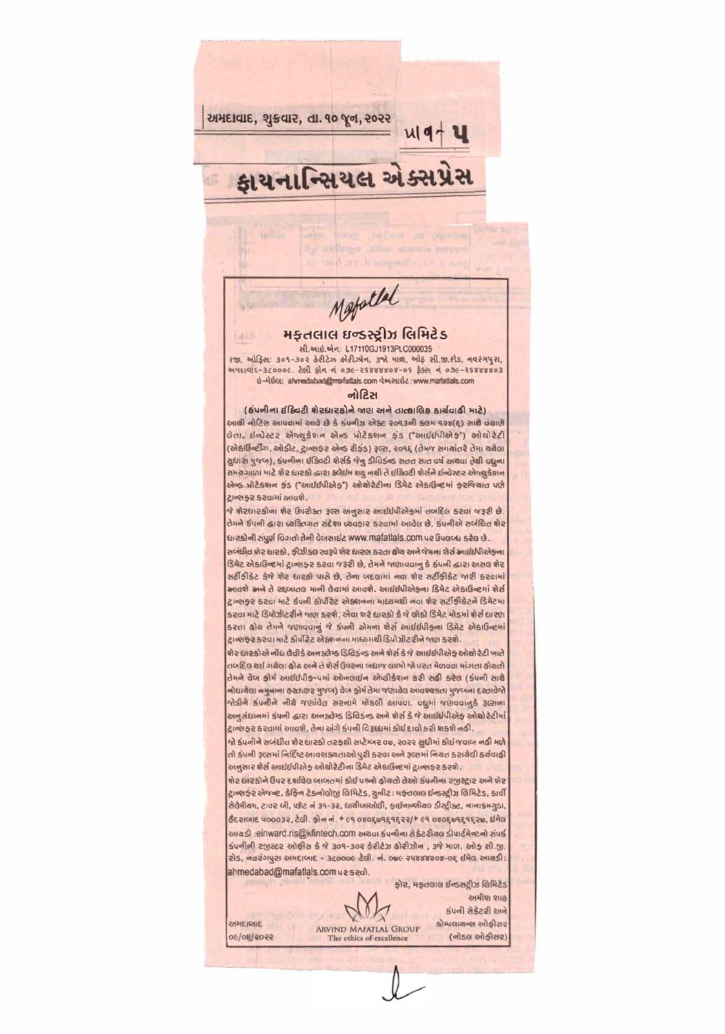અમદાવાદ, શુક્રવાર, તા. ૧૦ જૂન, ૨૦૨૨

# ફાયનાન્સિયલ એક્સપ્રેસ

Mafatlal

## મફતલાલ ઇન્ડસ્ટ્રીઝ લિમિટેડ

સી.આઇ.એન: L17110GJ1913PLC000035

રજી. ઓફિસ: ૩૦૧-૩૦૨ હેરીટેઝ હોરીઝોન, ૩જો માળ, ઓફ સી.જી.રોડ, નવરંગપુરા, અમદાવાદ-૩૮૦૦૦૯. ટેલી ફોન નં ૦૭૯-૨૬૪૪૪૪૦૪-૦૬ ફેક્સ નં ૦૭૯-૨૬૪૪૪૪૦૩

ઇ-મેઇલ: ahmedabad@mafatlals.com વેબસાઇટ: www.mafatlals.com

### નોટિસ

**(કંપનીના ઇક્વિટી શેરધારકોને જાણ અને તાત્કાલિક કાર્યવાહી માટે)**

આથી નોટિસ આપવામાં આવે છે કે કંપનીઝ એક્ટ ૨૦૧૩ની કલમ ૧૨૪(૬) સાથે વંચાણે લેતા, ઇન્વેસ્ટર એજ્યુકેશન એન્ડ પ્રોટેક્શન ફંડ ("આઇઇપીએફ") ઓથોરેટી (એકાઉન્ટીંગ, ઓડીટ, ટ્રાન્સફર એન્ડ રીફંડ) રૂલ્સ, ૨૦૧૬ (તેમજ સમયાંતરે તેમા થયેલા સુધારા મુજબ), કંપનીના ઇક્વિટી શેર્સકે જેનુ ડીવિડન્ડ સતત સાત વર્ષ અથવા તેથી વધુના સમયગાળા માટે શેર ધારકો દ્વારા ક્લેઇમ થયુ નથી તે ઇક્વિટી શેર્સને ઇન્વેસ્ટર એજ્યુકેશન એન્ડ પ્રોટેકશન ફંડ ("આઇઇપીએફ") ઓથોરેટીના ડિમેટ એકાઉન્ટમાં ફરજિયાત પણે ટ્રાન્સફર કરવામાં આવશે.

જે શેરધારકોના શેર ઉપરોક્ત રૂલ્સ અનુસાર આઇઇપીએફમાં તબદિલ કરવા જરૂરી છે. તેમને કંપની દ્વારા વ્યક્તિગત સંદેશા વ્યવહાર કરવામાં આવેલ છે. કંપનીએ સબંધિત શેર ધારકોની સંપૂર્ણ વિગતો તેની વેબસાઇટ www.mafatlals.com પર ઉપલબ્ધ કરેલ છે.

સબંધીત શેર ધારકો, ફીઝીકલ સ્વરૂપે શેર ધારણ કરતા હોય અને જેમના શેર્સ આઇઇપીએફના ડિમેટ એકાઉન્ટમાં ટ્રાન્સફર કરવા જરૂરી છે, તેમને જણાવવાનુ કે કંપની દ્વારા અસલ શેર સર્ટીફીકેટ કેજે શેર ધારકો પાસે છે, તેના બદલામાં નવા શેર સર્ટીફીકેટ જારી કરવામાં આવશે અને તે રદ્દબાતલ માની લેવામાં આવશે. આઇઇપીએફના ડિમેટ એકાઉન્ટમાં શેર્સ ટ્રાન્સફર કરવા માટે કંપની કોર્પોરેટ એક્શનના માધ્યમથી નવા શેર સર્ટીફીકેટને ડિમેટમા કરવા માટે ડિપોઝીટરીને જાણ કરશે. એવા શેર ધારકો કે જે લોકો ડિમેટ મોડમાં શેર્સ ધારણ કરતા હોય તેમને જણાવવાનું જે કંપની એમના શેર્સ આઇઇપીફના ડિમેટ એકાઉન્ટમાં ટ્રાન્સફર કરવા માટે કોર્પોરેટ એક્શનના માધ્યમથી ડિપોઝીટરીને જાણ કરશે.

શેર ધારકોએ નોંધ લેવીકે અનક્લેમ્ડ ડિવિડન્ડ અને શેર્સ કે જે આઇઇપીએફ ઓથોરેટી ખાતે તબદિલ થઇ ગયેલા હોય અને તે શેર્સ ઉપરના બધાજ લાભો જો પરત મેળવવા માંગતા હોય તો તેમને વેબ ફોર્મ આઇઇપીએફ-૫માં ઓનલાઇન એપ્લીકેશન કરી સહી કરેલ (કંપની સાથે નોંધાયેલા નમુનાના હસ્તાક્ષર મુજબ) વેબ ફોર્મ તેમા જણાવેલ આવશ્યકતા મુજબના દસ્તાવેજો જોડીને કંપનીને નીચે જણાવેલ સરનામે મોકલી આપવા. વધુમાં જણાવવાનુકે રૂલ્સના અનુસંધાનમાં કંપની દ્વારા અનક્લેમ્ડ ડિવિડન્ડ અને શેર્સ કે જે આઇઇપીએફ ઓથોરેટીમાં ટ્રાન્સફર કરવામાં આવશે, તેના અંગે કંપની વિરૂધ્ધમાં કોઇ દાવો કરી શકશે નહી.

જો કંપનીને સબંધીત શેર ધારકો તરફથી સપ્ટેમ્બર ૦૭, ૨૦૨૨ સુધીમાં કોઇ જવાબ નહી મળે તો કંપની રૂલ્સમાં નિર્દિષ્ટ આવશ્યકતાઓ પુરી કરવા અને રૂલ્સમાં નિયત કરાયેલી કાર્યવાહી અનુસાર શેર્સ આઇઇપીએફ ઓથોરેટીના ડિમેટ એકાઉન્ટમાં ટ્રાન્સફર કરશે.

શેર ધારકોને ઉપર દર્શાવેલ બાબતમાં કોઇ પશ્નો હોય તો તેઓ કંપનીના રજીસ્ટ્રાર અને શેર ટ્રાન્સફર એજન્ટ, કેફિન ટેકનોલોજી લિમિટેડ, યુનીટ: મફતલાલ ઇન્ડસ્ટ્રીઝ લિમિટેડ, કાર્વી સેલેનીયમ, ટાવર બી, પ્લોટ નં ૩૧-૩૨, ઘાચીબાઓલી, ફાઇનાન્શીયલ ડીસ્ટ્રીક્ટ, નાનાકમગુડા, હૈદરાબાદ ૫૦૦૦૩૨, ટેલી. ફોન નં. + ૯૧ ૦૪૦૬૭૧૬૨૨/+ ૯૧ ૦૪૦૬૭૧૬૨૭, ઇમેલ આયડી :einward.ris@kfintech.com અથવા કંપનીના સેક્રેટરીયલ ડીપાર્ટમેન્ટનો સંપર્ક કંપનીની રજીસ્ટર ઓફીસ કે જે ૩૦૧-૩૦૨ હેરીટેઝ હોરીઝોન, ૩જે માળ, ઓફ સી.જી. રોડ, નવરંગપુરા અમદાબાદ - ૩૮૦૦૦૯ ટેલી. નં. ૦૭૯ ૨૫૪૪૪૪૦૪-૦૬ ઇમેલ આયડી: ahmedabad@mafatlals.com પર કરવો.

ફોર, મફતલાલ ઇન્ડસ્ટ્રીઝ લિમિટેડ
અમીશ શાહ
કંપની સેક્રેટરી અને
કોમ્પલાયન્સ ઓફીસર
(નોડલ ઓફીસર)

અમદાબાદ
૦૯/૦૬/૨૦૨૨

ARVIND MAFATLAL GROUP
The ethics of excellence